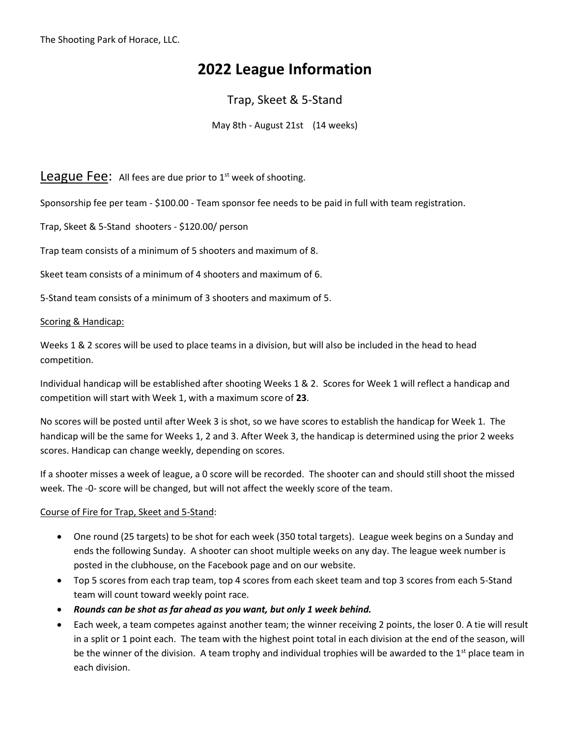The Shooting Park of Horace, LLC.

# 2022 League Information

## Trap, Skeet & 5-Stand

May 8th - August 21st (14 weeks)

## League Fee: All fees are due prior to 1st week of shooting.

Sponsorship fee per team - $100.00 - Team sponsor fee needs to be paid in full with team registration.

Trap, Skeet & 5-Stand shooters - $120.00/ person

Trap team consists of a minimum of 5 shooters and maximum of 8.

Skeet team consists of a minimum of 4 shooters and maximum of 6.

5-Stand team consists of a minimum of 3 shooters and maximum of 5.

### Scoring & Handicap:

Weeks 1 & 2 scores will be used to place teams in a division, but will also be included in the head to head competition.

Individual handicap will be established after shooting Weeks 1 & 2. Scores for Week 1 will reflect a handicap and competition will start with Week 1, with a maximum score of **23**.

No scores will be posted until after Week 3 is shot, so we have scores to establish the handicap for Week 1. The handicap will be the same for Weeks 1, 2 and 3. After Week 3, the handicap is determined using the prior 2 weeks scores. Handicap can change weekly, depending on scores.

If a shooter misses a week of league, a 0 score will be recorded. The shooter can and should still shoot the missed week. The -0- score will be changed, but will not affect the weekly score of the team.

### Course of Fire for Trap, Skeet and 5-Stand:

- One round (25 targets) to be shot for each week (350 total targets). League week begins on a Sunday and ends the following Sunday. A shooter can shoot multiple weeks on any day. The league week number is posted in the clubhouse, on the Facebook page and on our website.
- Top 5 scores from each trap team, top 4 scores from each skeet team and top 3 scores from each 5-Stand team will count toward weekly point race.
- ***Rounds can be shot as far ahead as you want, but only 1 week behind.***
- Each week, a team competes against another team; the winner receiving 2 points, the loser 0. A tie will result in a split or 1 point each. The team with the highest point total in each division at the end of the season, will be the winner of the division. A team trophy and individual trophies will be awarded to the 1st place team in each division.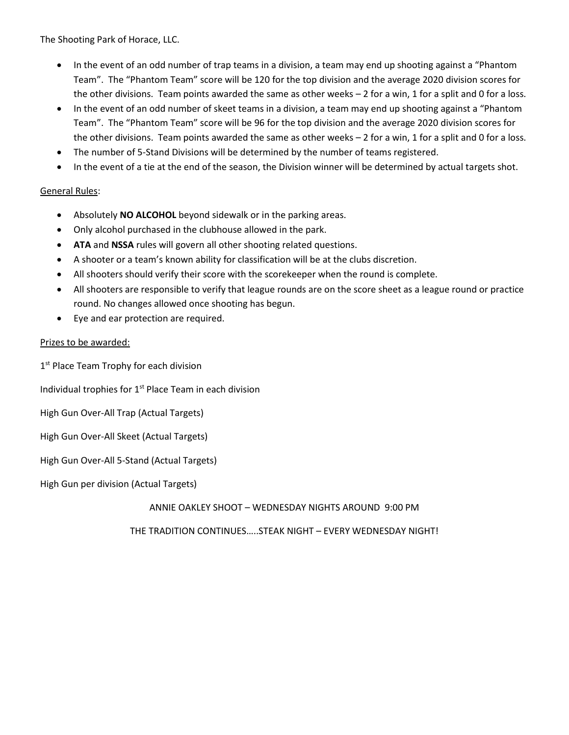The Shooting Park of Horace, LLC.

- In the event of an odd number of trap teams in a division, a team may end up shooting against a "Phantom Team". The "Phantom Team" score will be 120 for the top division and the average 2020 division scores for the other divisions. Team points awarded the same as other weeks – 2 for a win, 1 for a split and 0 for a loss.
- In the event of an odd number of skeet teams in a division, a team may end up shooting against a "Phantom Team". The "Phantom Team" score will be 96 for the top division and the average 2020 division scores for the other divisions. Team points awarded the same as other weeks – 2 for a win, 1 for a split and 0 for a loss.
- The number of 5-Stand Divisions will be determined by the number of teams registered.
- In the event of a tie at the end of the season, the Division winner will be determined by actual targets shot.

<u>General Rules</u>:

- Absolutely **NO ALCOHOL** beyond sidewalk or in the parking areas.
- Only alcohol purchased in the clubhouse allowed in the park.
- **ATA** and **NSSA** rules will govern all other shooting related questions.
- A shooter or a team's known ability for classification will be at the clubs discretion.
- All shooters should verify their score with the scorekeeper when the round is complete.
- All shooters are responsible to verify that league rounds are on the score sheet as a league round or practice round. No changes allowed once shooting has begun.
- Eye and ear protection are required.

<u>Prizes to be awarded:</u>

1st Place Team Trophy for each division

Individual trophies for 1st Place Team in each division

High Gun Over-All Trap (Actual Targets)

High Gun Over-All Skeet (Actual Targets)

High Gun Over-All 5-Stand (Actual Targets)

High Gun per division (Actual Targets)

ANNIE OAKLEY SHOOT – WEDNESDAY NIGHTS AROUND 9:00 PM

THE TRADITION CONTINUES…..STEAK NIGHT – EVERY WEDNESDAY NIGHT!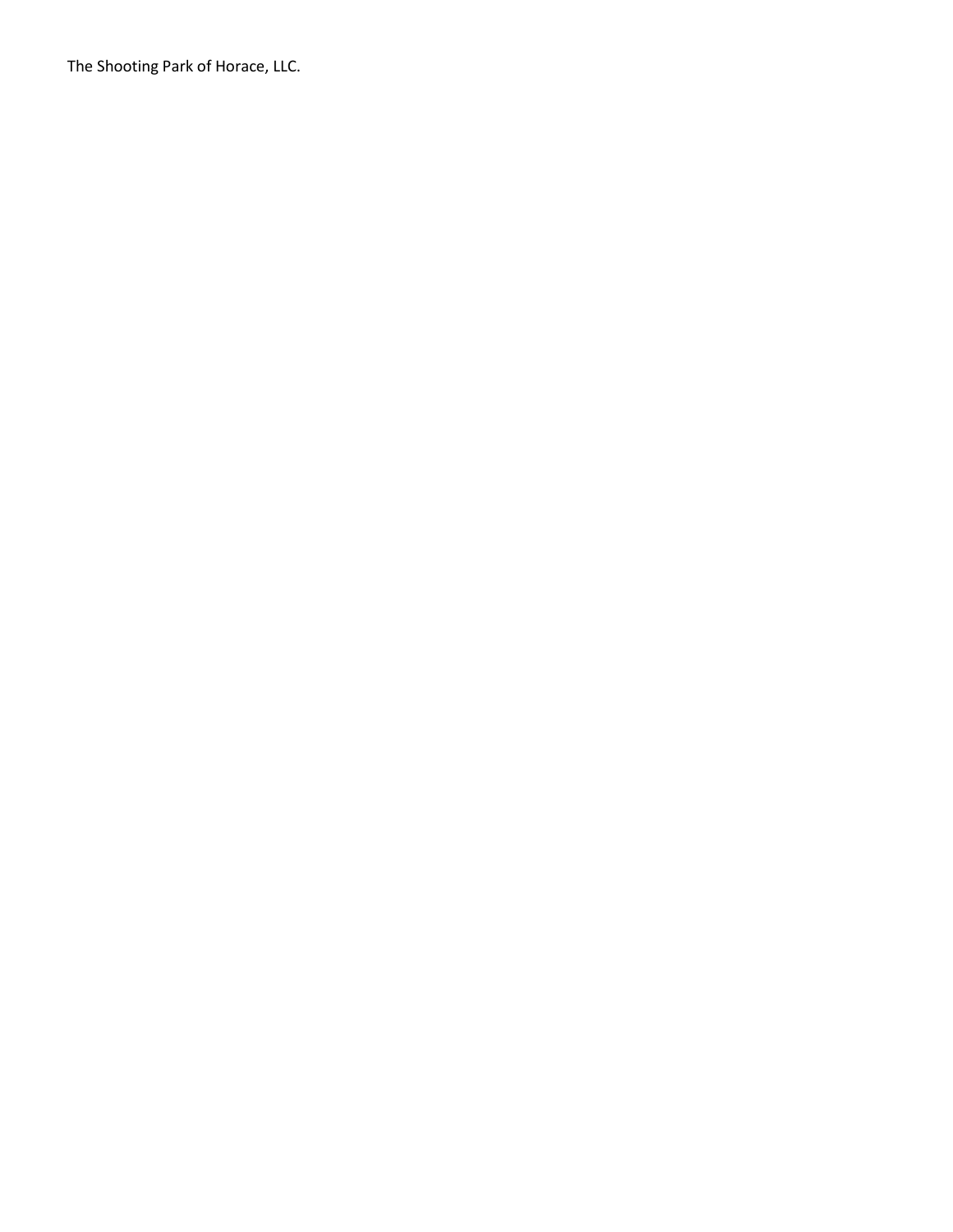The Shooting Park of Horace, LLC.